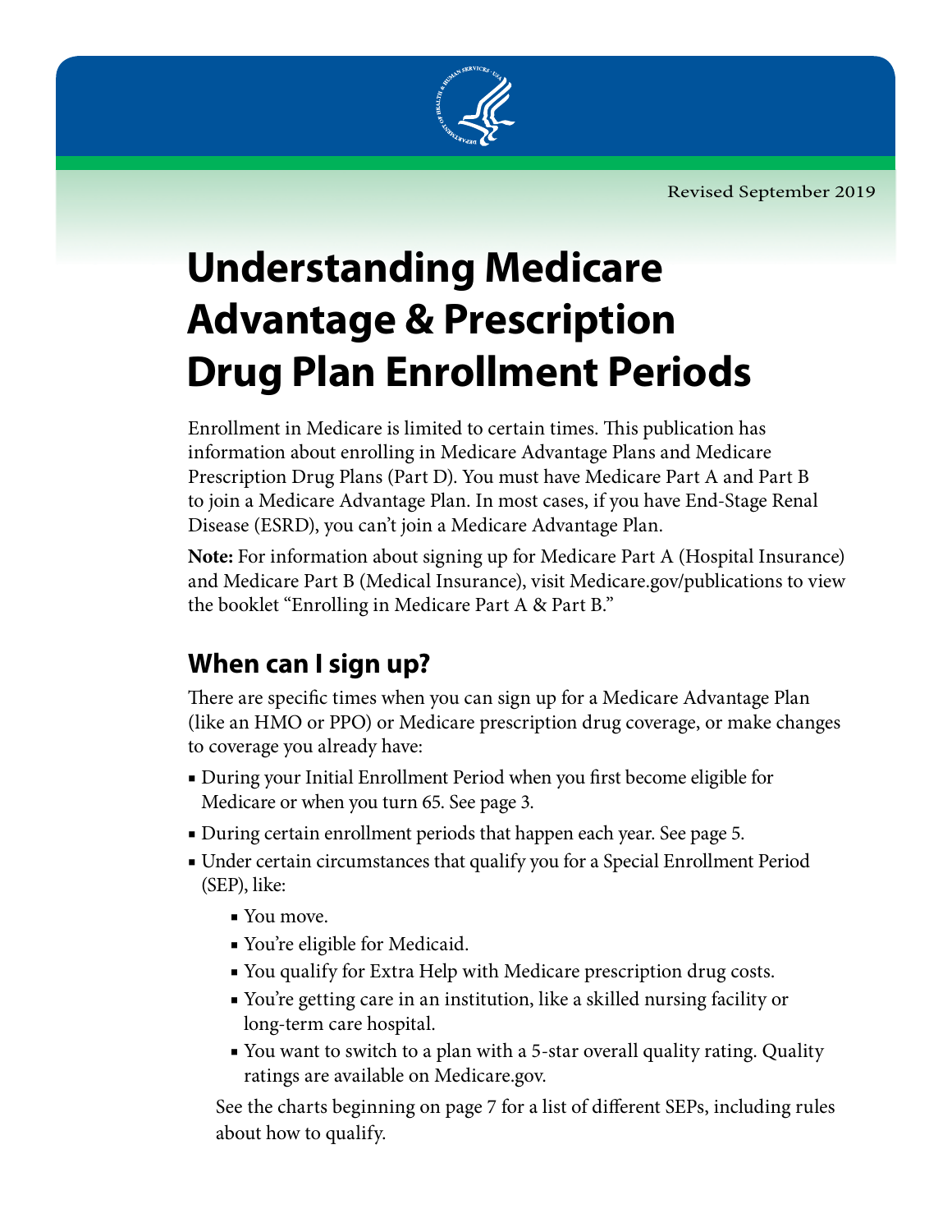Revised September 2019

# Understanding Medicare Advantage & Prescription Drug Plan Enrollment Periods

Enrollment in Medicare is limited to certain times. This publication has information about enrolling in Medicare Advantage Plans and Medicare Prescription Drug Plans (Part D). You must have Medicare Part A and Part B to join a Medicare Advantage Plan. In most cases, if you have End-Stage Renal Disease (ESRD), you can't join a Medicare Advantage Plan.

**Note:** For information about signing up for Medicare Part A (Hospital Insurance) and Medicare Part B (Medical Insurance), visit Medicare.gov/publications to view the booklet "Enrolling in Medicare Part A & Part B."

## When can I sign up?

There are specific times when you can sign up for a Medicare Advantage Plan (like an HMO or PPO) or Medicare prescription drug coverage, or make changes to coverage you already have:

- During your Initial Enrollment Period when you first become eligible for Medicare or when you turn 65. See page 3.
- During certain enrollment periods that happen each year. See page 5.
- Under certain circumstances that qualify you for a Special Enrollment Period (SEP), like:
  - You move.
  - You're eligible for Medicaid.
  - You qualify for Extra Help with Medicare prescription drug costs.
  - You're getting care in an institution, like a skilled nursing facility or long-term care hospital.
  - You want to switch to a plan with a 5-star overall quality rating. Quality ratings are available on Medicare.gov.

  See the charts beginning on page 7 for a list of different SEPs, including rules about how to qualify.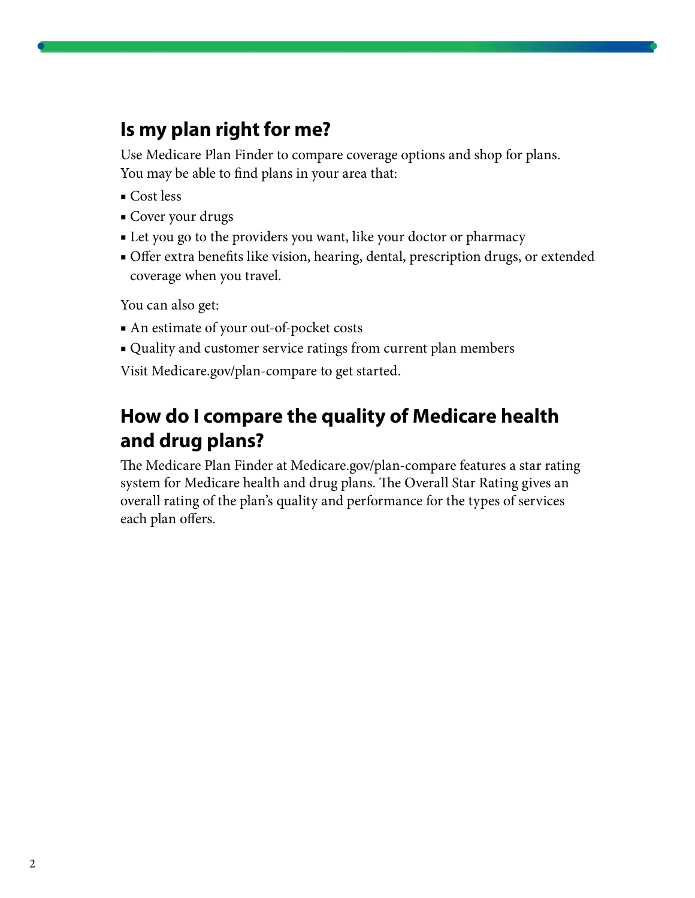## Is my plan right for me?

Use Medicare Plan Finder to compare coverage options and shop for plans. You may be able to find plans in your area that:

- Cost less
- Cover your drugs
- Let you go to the providers you want, like your doctor or pharmacy
- Offer extra benefits like vision, hearing, dental, prescription drugs, or extended coverage when you travel.

You can also get:

- An estimate of your out-of-pocket costs
- Quality and customer service ratings from current plan members

Visit Medicare.gov/plan-compare to get started.

## How do I compare the quality of Medicare health and drug plans?

The Medicare Plan Finder at Medicare.gov/plan-compare features a star rating system for Medicare health and drug plans. The Overall Star Rating gives an overall rating of the plan's quality and performance for the types of services each plan offers.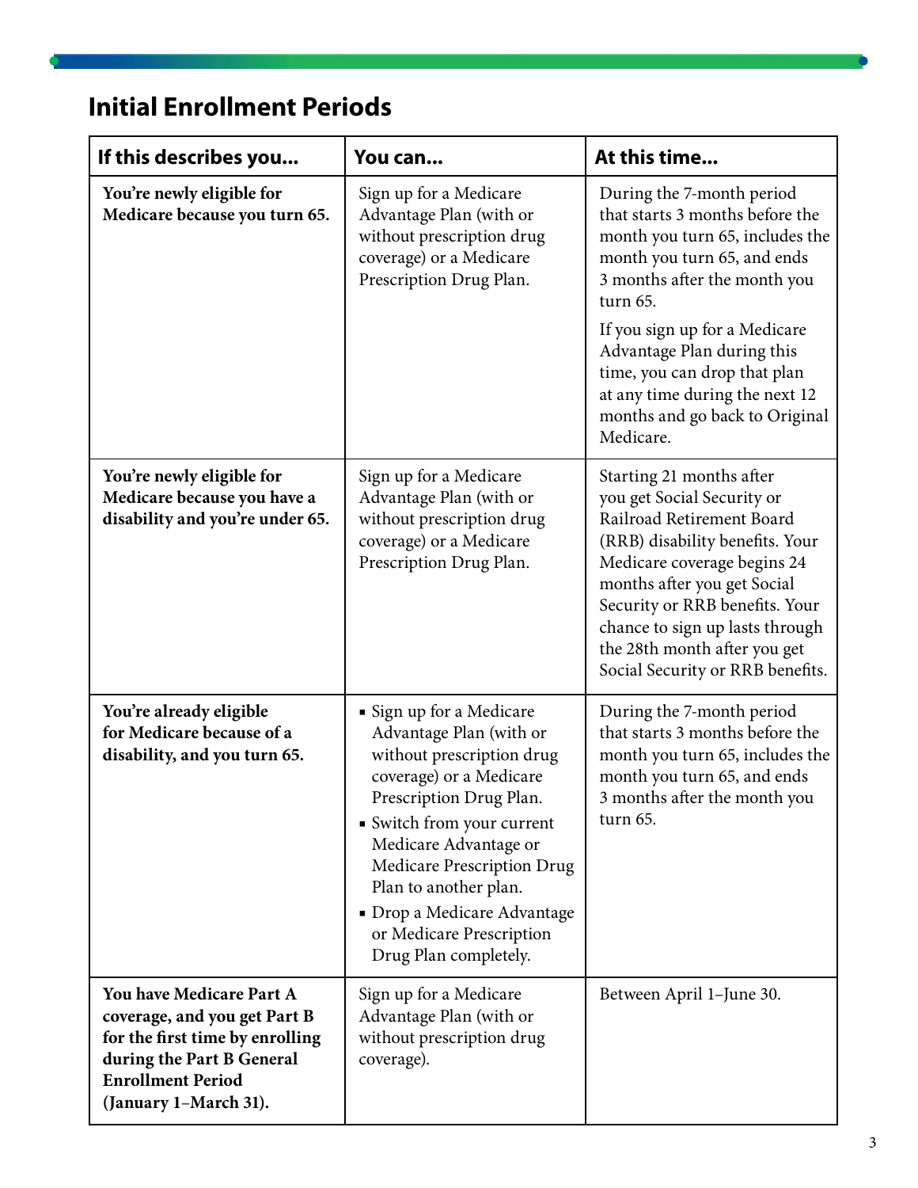## Initial Enrollment Periods

| If this describes you... | You can... | At this time... |
|---|---|---|
| **You're newly eligible for Medicare because you turn 65.** | Sign up for a Medicare Advantage Plan (with or without prescription drug coverage) or a Medicare Prescription Drug Plan. | During the 7-month period that starts 3 months before the month you turn 65, includes the month you turn 65, and ends 3 months after the month you turn 65.<br><br>If you sign up for a Medicare Advantage Plan during this time, you can drop that plan at any time during the next 12 months and go back to Original Medicare. |
| **You're newly eligible for Medicare because you have a disability and you're under 65.** | Sign up for a Medicare Advantage Plan (with or without prescription drug coverage) or a Medicare Prescription Drug Plan. | Starting 21 months after you get Social Security or Railroad Retirement Board (RRB) disability benefits. Your Medicare coverage begins 24 months after you get Social Security or RRB benefits. Your chance to sign up lasts through the 28th month after you get Social Security or RRB benefits. |
| **You're already eligible for Medicare because of a disability, and you turn 65.** | ▪ Sign up for a Medicare Advantage Plan (with or without prescription drug coverage) or a Medicare Prescription Drug Plan.<br>▪ Switch from your current Medicare Advantage or Medicare Prescription Drug Plan to another plan.<br>▪ Drop a Medicare Advantage or Medicare Prescription Drug Plan completely. | During the 7-month period that starts 3 months before the month you turn 65, includes the month you turn 65, and ends 3 months after the month you turn 65. |
| **You have Medicare Part A coverage, and you get Part B for the first time by enrolling during the Part B General Enrollment Period (January 1–March 31).** | Sign up for a Medicare Advantage Plan (with or without prescription drug coverage). | Between April 1–June 30. |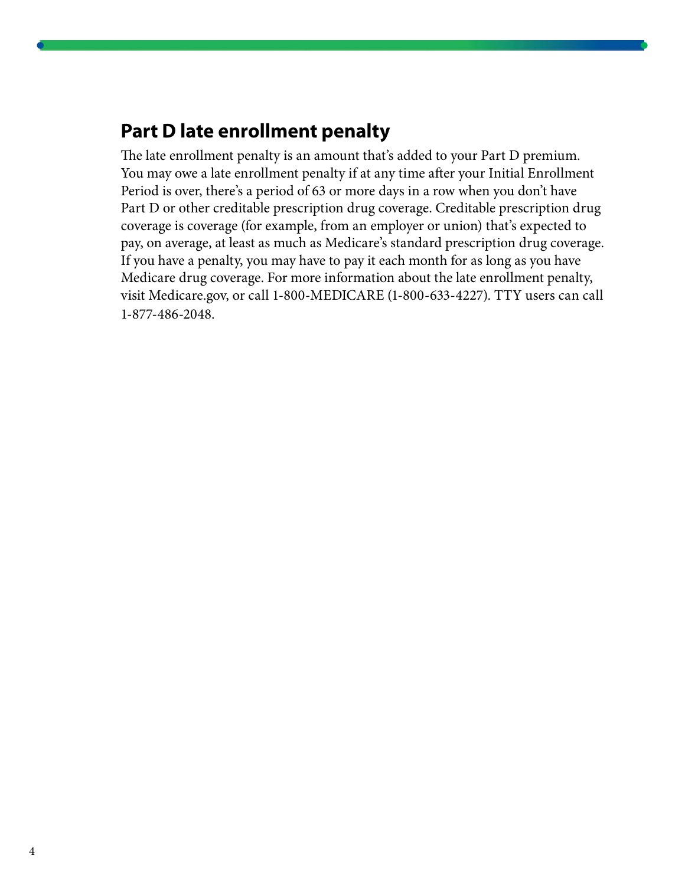## Part D late enrollment penalty

The late enrollment penalty is an amount that's added to your Part D premium. You may owe a late enrollment penalty if at any time after your Initial Enrollment Period is over, there's a period of 63 or more days in a row when you don't have Part D or other creditable prescription drug coverage. Creditable prescription drug coverage is coverage (for example, from an employer or union) that's expected to pay, on average, at least as much as Medicare's standard prescription drug coverage. If you have a penalty, you may have to pay it each month for as long as you have Medicare drug coverage. For more information about the late enrollment penalty, visit Medicare.gov, or call 1-800-MEDICARE (1-800-633-4227). TTY users can call 1-877-486-2048.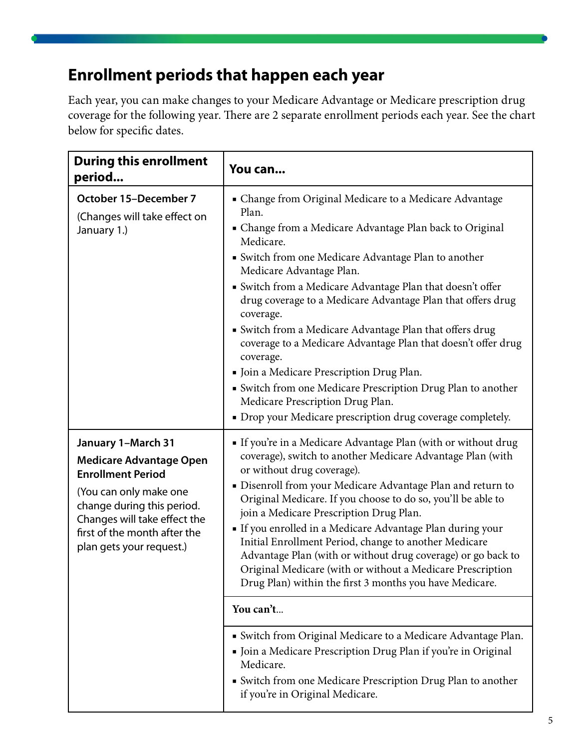## Enrollment periods that happen each year

Each year, you can make changes to your Medicare Advantage or Medicare prescription drug coverage for the following year. There are 2 separate enrollment periods each year. See the chart below for specific dates.

| During this enrollment period... | You can... |
|---|---|
| **October 15–December 7**<br>(Changes will take effect on January 1.) | ▪ Change from Original Medicare to a Medicare Advantage Plan.<br>▪ Change from a Medicare Advantage Plan back to Original Medicare.<br>▪ Switch from one Medicare Advantage Plan to another Medicare Advantage Plan.<br>▪ Switch from a Medicare Advantage Plan that doesn't offer drug coverage to a Medicare Advantage Plan that offers drug coverage.<br>▪ Switch from a Medicare Advantage Plan that offers drug coverage to a Medicare Advantage Plan that doesn't offer drug coverage.<br>▪ Join a Medicare Prescription Drug Plan.<br>▪ Switch from one Medicare Prescription Drug Plan to another Medicare Prescription Drug Plan.<br>▪ Drop your Medicare prescription drug coverage completely. |
| **January 1–March 31**<br>**Medicare Advantage Open Enrollment Period**<br>(You can only make one change during this period. Changes will take effect the first of the month after the plan gets your request.) | ▪ If you're in a Medicare Advantage Plan (with or without drug coverage), switch to another Medicare Advantage Plan (with or without drug coverage).<br>▪ Disenroll from your Medicare Advantage Plan and return to Original Medicare. If you choose to do so, you'll be able to join a Medicare Prescription Drug Plan.<br>▪ If you enrolled in a Medicare Advantage Plan during your Initial Enrollment Period, change to another Medicare Advantage Plan (with or without drug coverage) or go back to Original Medicare (with or without a Medicare Prescription Drug Plan) within the first 3 months you have Medicare. |
| | **You can't...** |
| | ▪ Switch from Original Medicare to a Medicare Advantage Plan.<br>▪ Join a Medicare Prescription Drug Plan if you're in Original Medicare.<br>▪ Switch from one Medicare Prescription Drug Plan to another if you're in Original Medicare. |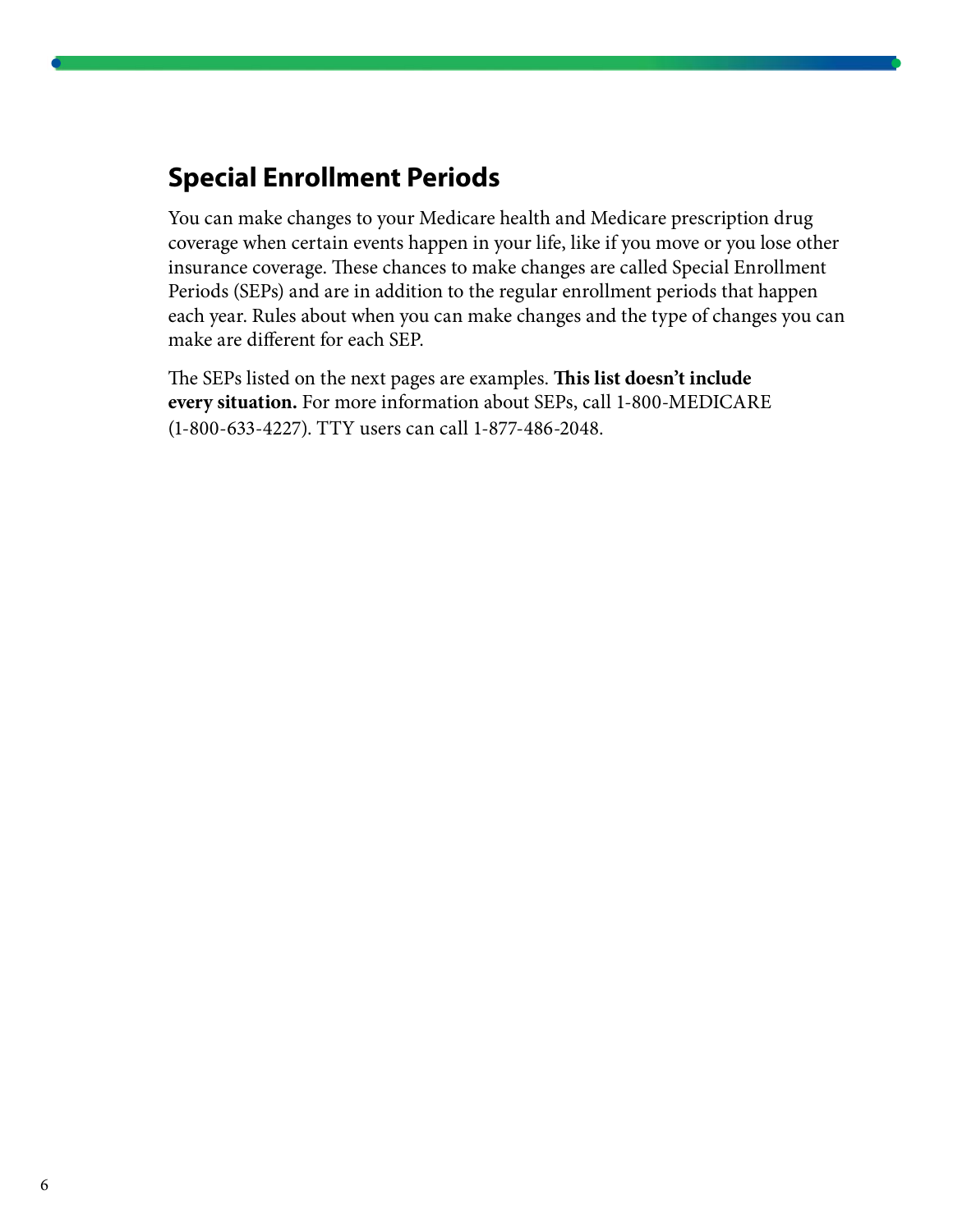## Special Enrollment Periods

You can make changes to your Medicare health and Medicare prescription drug coverage when certain events happen in your life, like if you move or you lose other insurance coverage. These chances to make changes are called Special Enrollment Periods (SEPs) and are in addition to the regular enrollment periods that happen each year. Rules about when you can make changes and the type of changes you can make are different for each SEP.

The SEPs listed on the next pages are examples. **This list doesn't include every situation.** For more information about SEPs, call 1-800-MEDICARE (1-800-633-4227). TTY users can call 1-877-486-2048.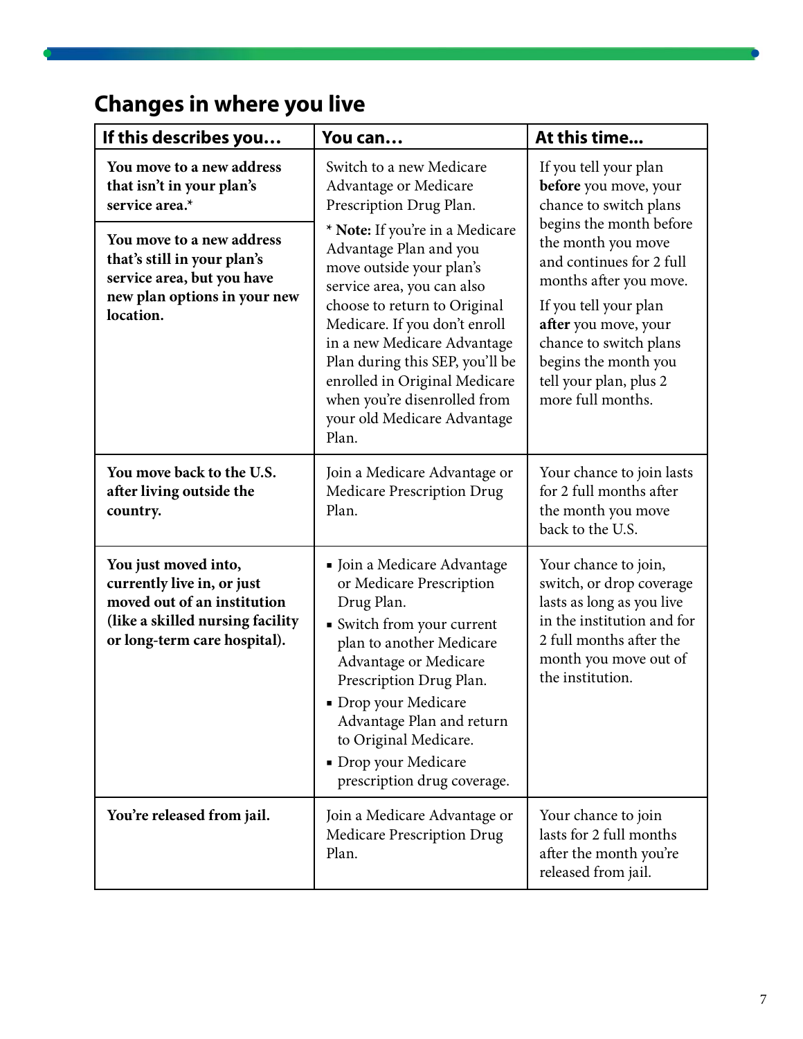## Changes in where you live

| If this describes you… | You can… | At this time… |
|---|---|---|
| **You move to a new address that isn't in your plan's service area.*** | Switch to a new Medicare Advantage or Medicare Prescription Drug Plan.<br><br>* **Note:** If you're in a Medicare Advantage Plan and you move outside your plan's service area, you can also choose to return to Original Medicare. If you don't enroll in a new Medicare Advantage Plan during this SEP, you'll be enrolled in Original Medicare when you're disenrolled from your old Medicare Advantage Plan. | If you tell your plan **before** you move, your chance to switch plans begins the month before the month you move and continues for 2 full months after you move.<br><br>If you tell your plan **after** you move, your chance to switch plans begins the month you tell your plan, plus 2 more full months. |
| **You move to a new address that's still in your plan's service area, but you have new plan options in your new location.** | | |
| **You move back to the U.S. after living outside the country.** | Join a Medicare Advantage or Medicare Prescription Drug Plan. | Your chance to join lasts for 2 full months after the month you move back to the U.S. |
| **You just moved into, currently live in, or just moved out of an institution (like a skilled nursing facility or long-term care hospital).** | ▪ Join a Medicare Advantage or Medicare Prescription Drug Plan.<br>▪ Switch from your current plan to another Medicare Advantage or Medicare Prescription Drug Plan.<br>▪ Drop your Medicare Advantage Plan and return to Original Medicare.<br>▪ Drop your Medicare prescription drug coverage. | Your chance to join, switch, or drop coverage lasts as long as you live in the institution and for 2 full months after the month you move out of the institution. |
| **You're released from jail.** | Join a Medicare Advantage or Medicare Prescription Drug Plan. | Your chance to join lasts for 2 full months after the month you're released from jail. |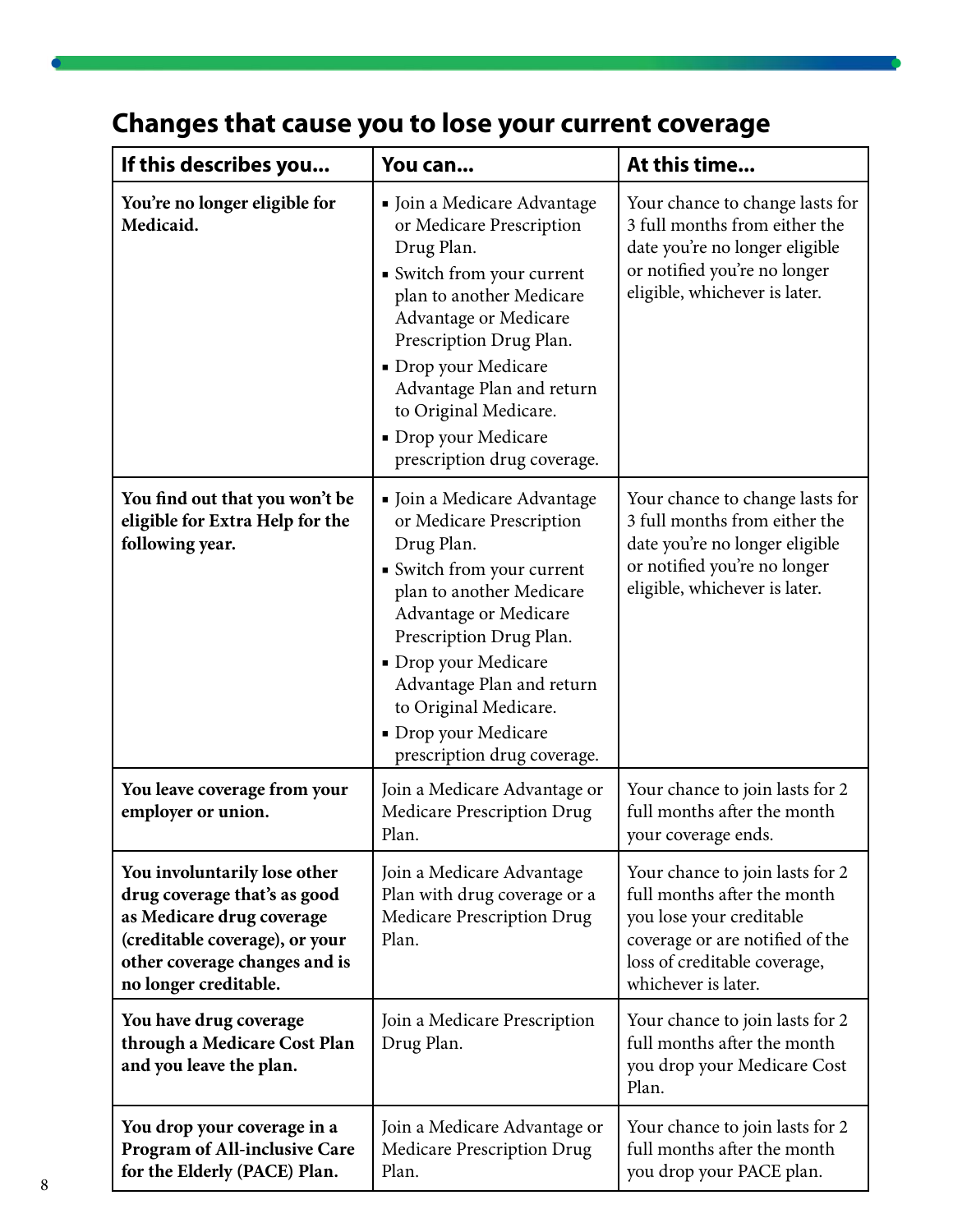## Changes that cause you to lose your current coverage

| If this describes you... | You can... | At this time... |
|---|---|---|
| **You're no longer eligible for Medicaid.** | ▪ Join a Medicare Advantage or Medicare Prescription Drug Plan.<br>▪ Switch from your current plan to another Medicare Advantage or Medicare Prescription Drug Plan.<br>▪ Drop your Medicare Advantage Plan and return to Original Medicare.<br>▪ Drop your Medicare prescription drug coverage. | Your chance to change lasts for 3 full months from either the date you're no longer eligible or notified you're no longer eligible, whichever is later. |
| **You find out that you won't be eligible for Extra Help for the following year.** | ▪ Join a Medicare Advantage or Medicare Prescription Drug Plan.<br>▪ Switch from your current plan to another Medicare Advantage or Medicare Prescription Drug Plan.<br>▪ Drop your Medicare Advantage Plan and return to Original Medicare.<br>▪ Drop your Medicare prescription drug coverage. | Your chance to change lasts for 3 full months from either the date you're no longer eligible or notified you're no longer eligible, whichever is later. |
| **You leave coverage from your employer or union.** | Join a Medicare Advantage or Medicare Prescription Drug Plan. | Your chance to join lasts for 2 full months after the month your coverage ends. |
| **You involuntarily lose other drug coverage that's as good as Medicare drug coverage (creditable coverage), or your other coverage changes and is no longer creditable.** | Join a Medicare Advantage Plan with drug coverage or a Medicare Prescription Drug Plan. | Your chance to join lasts for 2 full months after the month you lose your creditable coverage or are notified of the loss of creditable coverage, whichever is later. |
| **You have drug coverage through a Medicare Cost Plan and you leave the plan.** | Join a Medicare Prescription Drug Plan. | Your chance to join lasts for 2 full months after the month you drop your Medicare Cost Plan. |
| **You drop your coverage in a Program of All-inclusive Care for the Elderly (PACE) Plan.** | Join a Medicare Advantage or Medicare Prescription Drug Plan. | Your chance to join lasts for 2 full months after the month you drop your PACE plan. |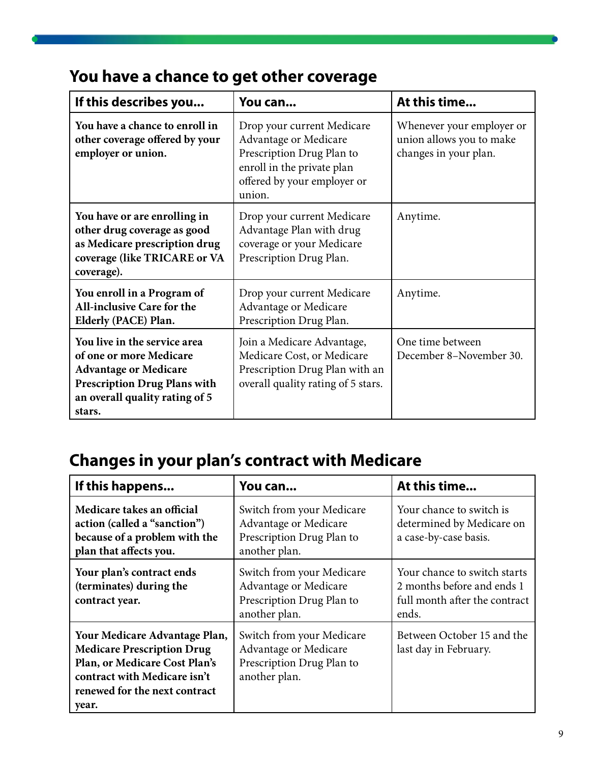## You have a chance to get other coverage

| If this describes you... | You can... | At this time... |
|---|---|---|
| **You have a chance to enroll in other coverage offered by your employer or union.** | Drop your current Medicare Advantage or Medicare Prescription Drug Plan to enroll in the private plan offered by your employer or union. | Whenever your employer or union allows you to make changes in your plan. |
| **You have or are enrolling in other drug coverage as good as Medicare prescription drug coverage (like TRICARE or VA coverage).** | Drop your current Medicare Advantage Plan with drug coverage or your Medicare Prescription Drug Plan. | Anytime. |
| **You enroll in a Program of All-inclusive Care for the Elderly (PACE) Plan.** | Drop your current Medicare Advantage or Medicare Prescription Drug Plan. | Anytime. |
| **You live in the service area of one or more Medicare Advantage or Medicare Prescription Drug Plans with an overall quality rating of 5 stars.** | Join a Medicare Advantage, Medicare Cost, or Medicare Prescription Drug Plan with an overall quality rating of 5 stars. | One time between December 8–November 30. |

## Changes in your plan's contract with Medicare

| If this happens... | You can... | At this time... |
|---|---|---|
| **Medicare takes an official action (called a "sanction") because of a problem with the plan that affects you.** | Switch from your Medicare Advantage or Medicare Prescription Drug Plan to another plan. | Your chance to switch is determined by Medicare on a case-by-case basis. |
| **Your plan's contract ends (terminates) during the contract year.** | Switch from your Medicare Advantage or Medicare Prescription Drug Plan to another plan. | Your chance to switch starts 2 months before and ends 1 full month after the contract ends. |
| **Your Medicare Advantage Plan, Medicare Prescription Drug Plan, or Medicare Cost Plan's contract with Medicare isn't renewed for the next contract year.** | Switch from your Medicare Advantage or Medicare Prescription Drug Plan to another plan. | Between October 15 and the last day in February. |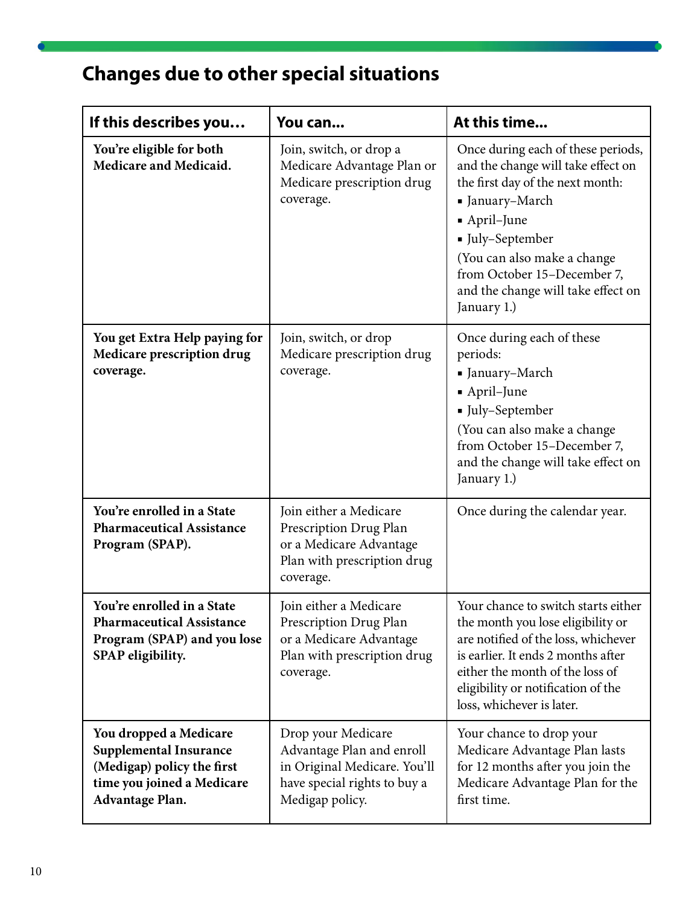## Changes due to other special situations

| If this describes you… | You can… | At this time… |
|---|---|---|
| **You're eligible for both Medicare and Medicaid.** | Join, switch, or drop a Medicare Advantage Plan or Medicare prescription drug coverage. | Once during each of these periods, and the change will take effect on the first day of the next month:<br>▪ January–March<br>▪ April–June<br>▪ July–September<br>(You can also make a change from October 15–December 7, and the change will take effect on January 1.) |
| **You get Extra Help paying for Medicare prescription drug coverage.** | Join, switch, or drop Medicare prescription drug coverage. | Once during each of these periods:<br>▪ January–March<br>▪ April–June<br>▪ July–September<br>(You can also make a change from October 15–December 7, and the change will take effect on January 1.) |
| **You're enrolled in a State Pharmaceutical Assistance Program (SPAP).** | Join either a Medicare Prescription Drug Plan or a Medicare Advantage Plan with prescription drug coverage. | Once during the calendar year. |
| **You're enrolled in a State Pharmaceutical Assistance Program (SPAP) and you lose SPAP eligibility.** | Join either a Medicare Prescription Drug Plan or a Medicare Advantage Plan with prescription drug coverage. | Your chance to switch starts either the month you lose eligibility or are notified of the loss, whichever is earlier. It ends 2 months after either the month of the loss of eligibility or notification of the loss, whichever is later. |
| **You dropped a Medicare Supplemental Insurance (Medigap) policy the first time you joined a Medicare Advantage Plan.** | Drop your Medicare Advantage Plan and enroll in Original Medicare. You'll have special rights to buy a Medigap policy. | Your chance to drop your Medicare Advantage Plan lasts for 12 months after you join the Medicare Advantage Plan for the first time. |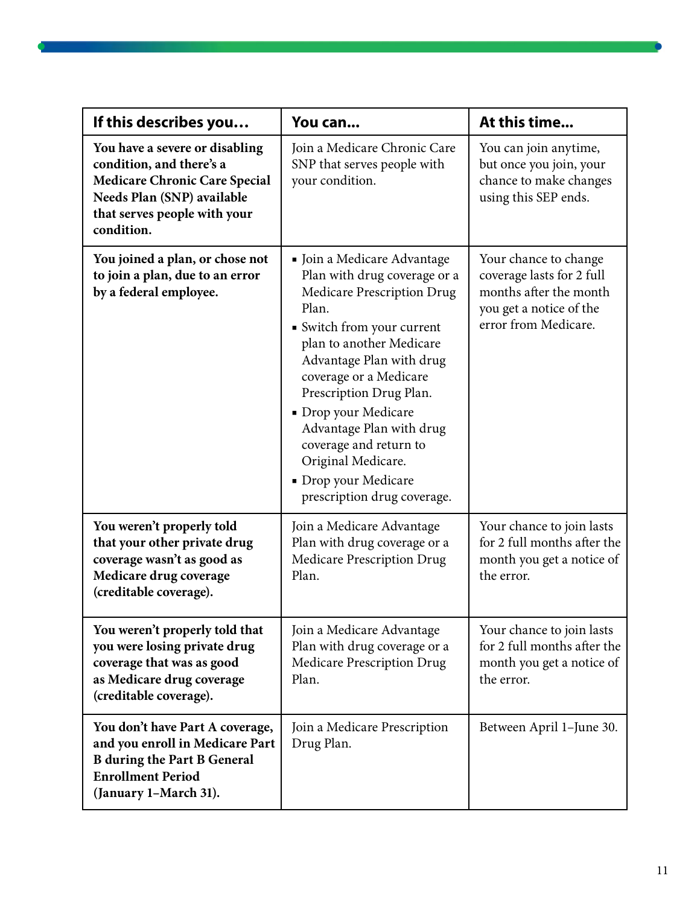| If this describes you… | You can… | At this time… |
|---|---|---|
| **You have a severe or disabling condition, and there's a Medicare Chronic Care Special Needs Plan (SNP) available that serves people with your condition.** | Join a Medicare Chronic Care SNP that serves people with your condition. | You can join anytime, but once you join, your chance to make changes using this SEP ends. |
| **You joined a plan, or chose not to join a plan, due to an error by a federal employee.** | ▪ Join a Medicare Advantage Plan with drug coverage or a Medicare Prescription Drug Plan.<br>▪ Switch from your current plan to another Medicare Advantage Plan with drug coverage or a Medicare Prescription Drug Plan.<br>▪ Drop your Medicare Advantage Plan with drug coverage and return to Original Medicare.<br>▪ Drop your Medicare prescription drug coverage. | Your chance to change coverage lasts for 2 full months after the month you get a notice of the error from Medicare. |
| **You weren't properly told that your other private drug coverage wasn't as good as Medicare drug coverage (creditable coverage).** | Join a Medicare Advantage Plan with drug coverage or a Medicare Prescription Drug Plan. | Your chance to join lasts for 2 full months after the month you get a notice of the error. |
| **You weren't properly told that you were losing private drug coverage that was as good as Medicare drug coverage (creditable coverage).** | Join a Medicare Advantage Plan with drug coverage or a Medicare Prescription Drug Plan. | Your chance to join lasts for 2 full months after the month you get a notice of the error. |
| **You don't have Part A coverage, and you enroll in Medicare Part B during the Part B General Enrollment Period (January 1–March 31).** | Join a Medicare Prescription Drug Plan. | Between April 1–June 30. |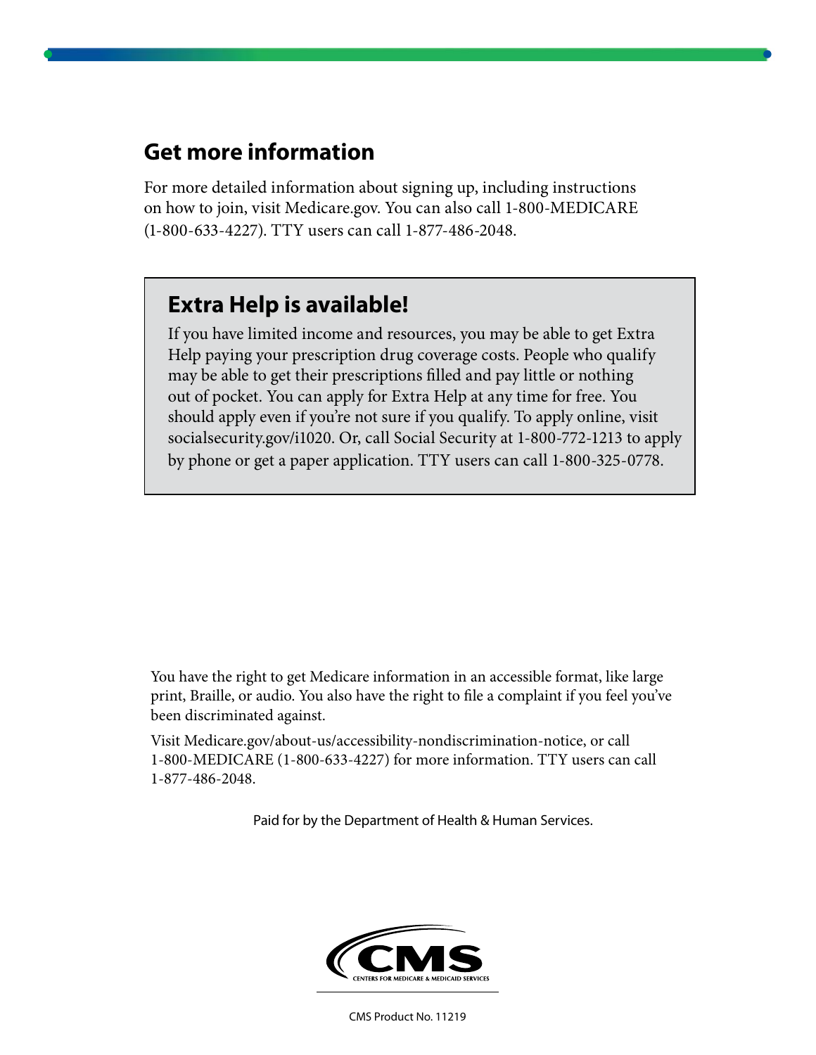## Get more information

For more detailed information about signing up, including instructions on how to join, visit Medicare.gov. You can also call 1-800-MEDICARE (1-800-633-4227). TTY users can call 1-877-486-2048.

### Extra Help is available!

If you have limited income and resources, you may be able to get Extra Help paying your prescription drug coverage costs. People who qualify may be able to get their prescriptions filled and pay little or nothing out of pocket. You can apply for Extra Help at any time for free. You should apply even if you're not sure if you qualify. To apply online, visit socialsecurity.gov/i1020. Or, call Social Security at 1-800-772-1213 to apply by phone or get a paper application. TTY users can call 1-800-325-0778.

You have the right to get Medicare information in an accessible format, like large print, Braille, or audio. You also have the right to file a complaint if you feel you've been discriminated against.

Visit Medicare.gov/about-us/accessibility-nondiscrimination-notice, or call 1-800-MEDICARE (1-800-633-4227) for more information. TTY users can call 1-877-486-2048.

Paid for by the Department of Health & Human Services.

CMS
CENTERS FOR MEDICARE & MEDICAID SERVICES

CMS Product No. 11219